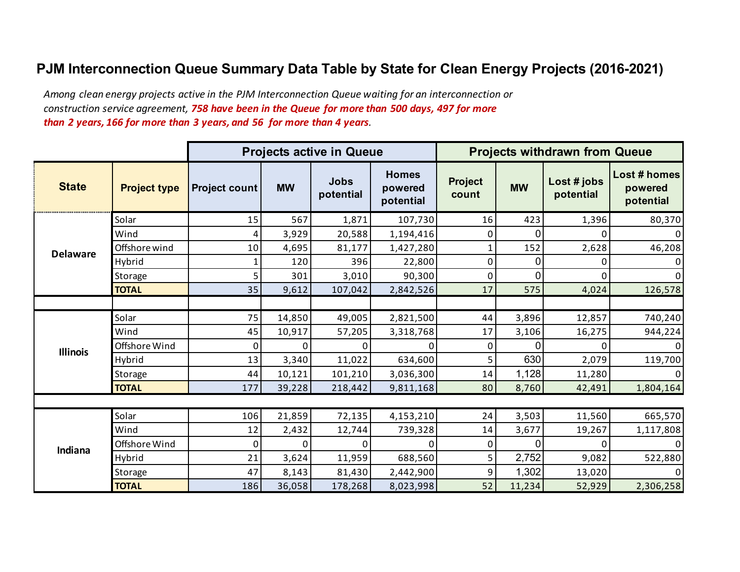# PJM Interconnection Queue Summary Data Table by State for Clean Energy Projects (2016-2021)

*Among clean energy projects active in the PJM Interconnection Queue waiting for an interconnection or construction service agreement, **758 have been in the Queue for more than 500 days, 497 for more than 2 years, 166 for more than 3 years, and 56 for more than 4 years**.*

| | | Projects active in Queue | | | | Projects withdrawn from Queue | | | |
|---|---|---|---|---|---|---|---|---|---|
| **State** | **Project type** | **Project count** | **MW** | **Jobs potential** | **Homes powered potential** | **Project count** | **MW** | **Lost # jobs potential** | **Lost # homes powered potential** |
| **Delaware** | Solar | 15 | 567 | 1,871 | 107,730 | 16 | 423 | 1,396 | 80,370 |
| | Wind | 4 | 3,929 | 20,588 | 1,194,416 | 0 | 0 | 0 | 0 |
| | Offshore wind | 10 | 4,695 | 81,177 | 1,427,280 | 1 | 152 | 2,628 | 46,208 |
| | Hybrid | 1 | 120 | 396 | 22,800 | 0 | 0 | 0 | 0 |
| | Storage | 5 | 301 | 3,010 | 90,300 | 0 | 0 | 0 | 0 |
| | **TOTAL** | 35 | 9,612 | 107,042 | 2,842,526 | 17 | 575 | 4,024 | 126,578 |
| **Illinois** | Solar | 75 | 14,850 | 49,005 | 2,821,500 | 44 | 3,896 | 12,857 | 740,240 |
| | Wind | 45 | 10,917 | 57,205 | 3,318,768 | 17 | 3,106 | 16,275 | 944,224 |
| | Offshore Wind | 0 | 0 | 0 | 0 | 0 | 0 | 0 | 0 |
| | Hybrid | 13 | 3,340 | 11,022 | 634,600 | 5 | 630 | 2,079 | 119,700 |
| | Storage | 44 | 10,121 | 101,210 | 3,036,300 | 14 | 1,128 | 11,280 | 0 |
| | **TOTAL** | 177 | 39,228 | 218,442 | 9,811,168 | 80 | 8,760 | 42,491 | 1,804,164 |
| **Indiana** | Solar | 106 | 21,859 | 72,135 | 4,153,210 | 24 | 3,503 | 11,560 | 665,570 |
| | Wind | 12 | 2,432 | 12,744 | 739,328 | 14 | 3,677 | 19,267 | 1,117,808 |
| | Offshore Wind | 0 | 0 | 0 | 0 | 0 | 0 | 0 | 0 |
| | Hybrid | 21 | 3,624 | 11,959 | 688,560 | 5 | 2,752 | 9,082 | 522,880 |
| | Storage | 47 | 8,143 | 81,430 | 2,442,900 | 9 | 1,302 | 13,020 | 0 |
| | **TOTAL** | 186 | 36,058 | 178,268 | 8,023,998 | 52 | 11,234 | 52,929 | 2,306,258 |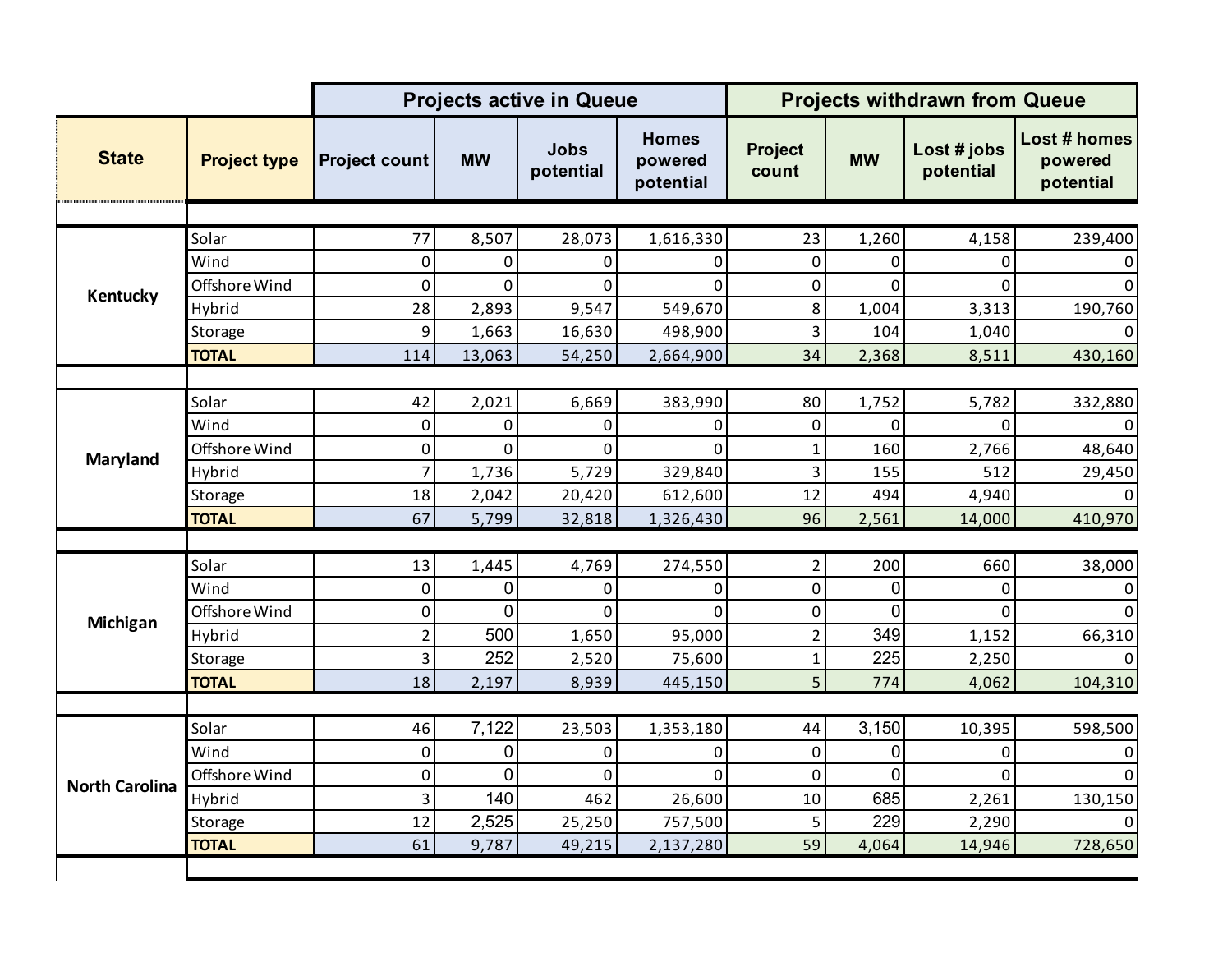| State | Project type | Projects active in Queue | | | | Projects withdrawn from Queue | | | |
|---|---|---|---|---|---|---|---|---|---|
| | | Project count | MW | Jobs potential | Homes powered potential | Project count | MW | Lost # jobs potential | Lost # homes powered potential |
| Kentucky | Solar | 77 | 8,507 | 28,073 | 1,616,330 | 23 | 1,260 | 4,158 | 239,400 |
| | Wind | 0 | 0 | 0 | 0 | 0 | 0 | 0 | 0 |
| | Offshore Wind | 0 | 0 | 0 | 0 | 0 | 0 | 0 | 0 |
| | Hybrid | 28 | 2,893 | 9,547 | 549,670 | 8 | 1,004 | 3,313 | 190,760 |
| | Storage | 9 | 1,663 | 16,630 | 498,900 | 3 | 104 | 1,040 | 0 |
| | **TOTAL** | 114 | 13,063 | 54,250 | 2,664,900 | 34 | 2,368 | 8,511 | 430,160 |
| Maryland | Solar | 42 | 2,021 | 6,669 | 383,990 | 80 | 1,752 | 5,782 | 332,880 |
| | Wind | 0 | 0 | 0 | 0 | 0 | 0 | 0 | 0 |
| | Offshore Wind | 0 | 0 | 0 | 0 | 1 | 160 | 2,766 | 48,640 |
| | Hybrid | 7 | 1,736 | 5,729 | 329,840 | 3 | 155 | 512 | 29,450 |
| | Storage | 18 | 2,042 | 20,420 | 612,600 | 12 | 494 | 4,940 | 0 |
| | **TOTAL** | 67 | 5,799 | 32,818 | 1,326,430 | 96 | 2,561 | 14,000 | 410,970 |
| Michigan | Solar | 13 | 1,445 | 4,769 | 274,550 | 2 | 200 | 660 | 38,000 |
| | Wind | 0 | 0 | 0 | 0 | 0 | 0 | 0 | 0 |
| | Offshore Wind | 0 | 0 | 0 | 0 | 0 | 0 | 0 | 0 |
| | Hybrid | 2 | 500 | 1,650 | 95,000 | 2 | 349 | 1,152 | 66,310 |
| | Storage | 3 | 252 | 2,520 | 75,600 | 1 | 225 | 2,250 | 0 |
| | **TOTAL** | 18 | 2,197 | 8,939 | 445,150 | 5 | 774 | 4,062 | 104,310 |
| North Carolina | Solar | 46 | 7,122 | 23,503 | 1,353,180 | 44 | 3,150 | 10,395 | 598,500 |
| | Wind | 0 | 0 | 0 | 0 | 0 | 0 | 0 | 0 |
| | Offshore Wind | 0 | 0 | 0 | 0 | 0 | 0 | 0 | 0 |
| | Hybrid | 3 | 140 | 462 | 26,600 | 10 | 685 | 2,261 | 130,150 |
| | Storage | 12 | 2,525 | 25,250 | 757,500 | 5 | 229 | 2,290 | 0 |
| | **TOTAL** | 61 | 9,787 | 49,215 | 2,137,280 | 59 | 4,064 | 14,946 | 728,650 |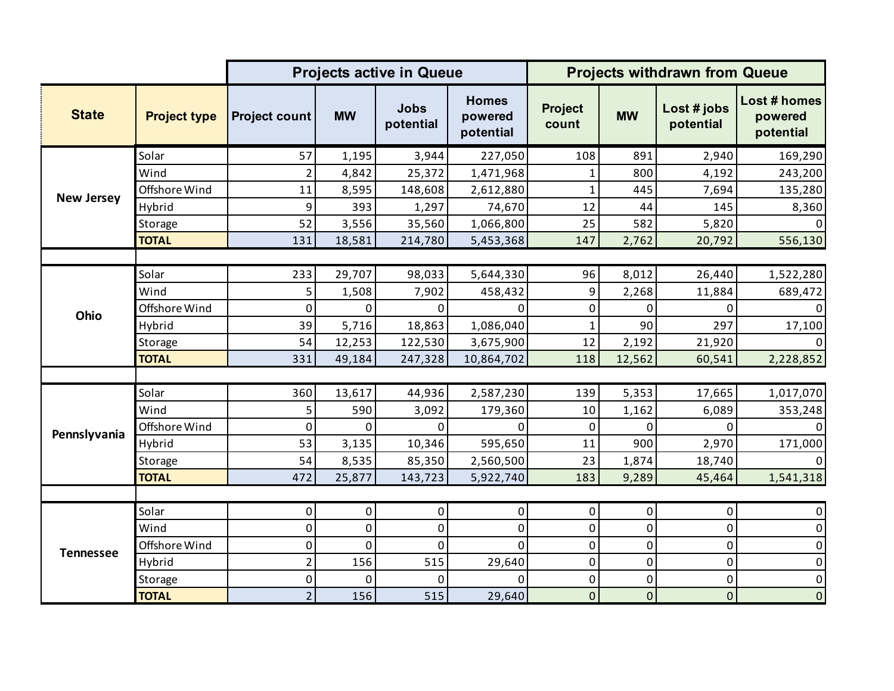| State | Project type | Projects active in Queue | | | | Projects withdrawn from Queue | | | |
|---|---|---|---|---|---|---|---|---|---|
| | | Project count | MW | Jobs potential | Homes powered potential | Project count | MW | Lost # jobs potential | Lost # homes powered potential |
| New Jersey | Solar | 57 | 1,195 | 3,944 | 227,050 | 108 | 891 | 2,940 | 169,290 |
| | Wind | 2 | 4,842 | 25,372 | 1,471,968 | 1 | 800 | 4,192 | 243,200 |
| | Offshore Wind | 11 | 8,595 | 148,608 | 2,612,880 | 1 | 445 | 7,694 | 135,280 |
| | Hybrid | 9 | 393 | 1,297 | 74,670 | 12 | 44 | 145 | 8,360 |
| | Storage | 52 | 3,556 | 35,560 | 1,066,800 | 25 | 582 | 5,820 | 0 |
| | **TOTAL** | 131 | 18,581 | 214,780 | 5,453,368 | 147 | 2,762 | 20,792 | 556,130 |
| Ohio | Solar | 233 | 29,707 | 98,033 | 5,644,330 | 96 | 8,012 | 26,440 | 1,522,280 |
| | Wind | 5 | 1,508 | 7,902 | 458,432 | 9 | 2,268 | 11,884 | 689,472 |
| | Offshore Wind | 0 | 0 | 0 | 0 | 0 | 0 | 0 | 0 |
| | Hybrid | 39 | 5,716 | 18,863 | 1,086,040 | 1 | 90 | 297 | 17,100 |
| | Storage | 54 | 12,253 | 122,530 | 3,675,900 | 12 | 2,192 | 21,920 | 0 |
| | **TOTAL** | 331 | 49,184 | 247,328 | 10,864,702 | 118 | 12,562 | 60,541 | 2,228,852 |
| Pennslyvania | Solar | 360 | 13,617 | 44,936 | 2,587,230 | 139 | 5,353 | 17,665 | 1,017,070 |
| | Wind | 5 | 590 | 3,092 | 179,360 | 10 | 1,162 | 6,089 | 353,248 |
| | Offshore Wind | 0 | 0 | 0 | 0 | 0 | 0 | 0 | 0 |
| | Hybrid | 53 | 3,135 | 10,346 | 595,650 | 11 | 900 | 2,970 | 171,000 |
| | Storage | 54 | 8,535 | 85,350 | 2,560,500 | 23 | 1,874 | 18,740 | 0 |
| | **TOTAL** | 472 | 25,877 | 143,723 | 5,922,740 | 183 | 9,289 | 45,464 | 1,541,318 |
| Tennessee | Solar | 0 | 0 | 0 | 0 | 0 | 0 | 0 | 0 |
| | Wind | 0 | 0 | 0 | 0 | 0 | 0 | 0 | 0 |
| | Offshore Wind | 0 | 0 | 0 | 0 | 0 | 0 | 0 | 0 |
| | Hybrid | 2 | 156 | 515 | 29,640 | 0 | 0 | 0 | 0 |
| | Storage | 0 | 0 | 0 | 0 | 0 | 0 | 0 | 0 |
| | **TOTAL** | 2 | 156 | 515 | 29,640 | 0 | 0 | 0 | 0 |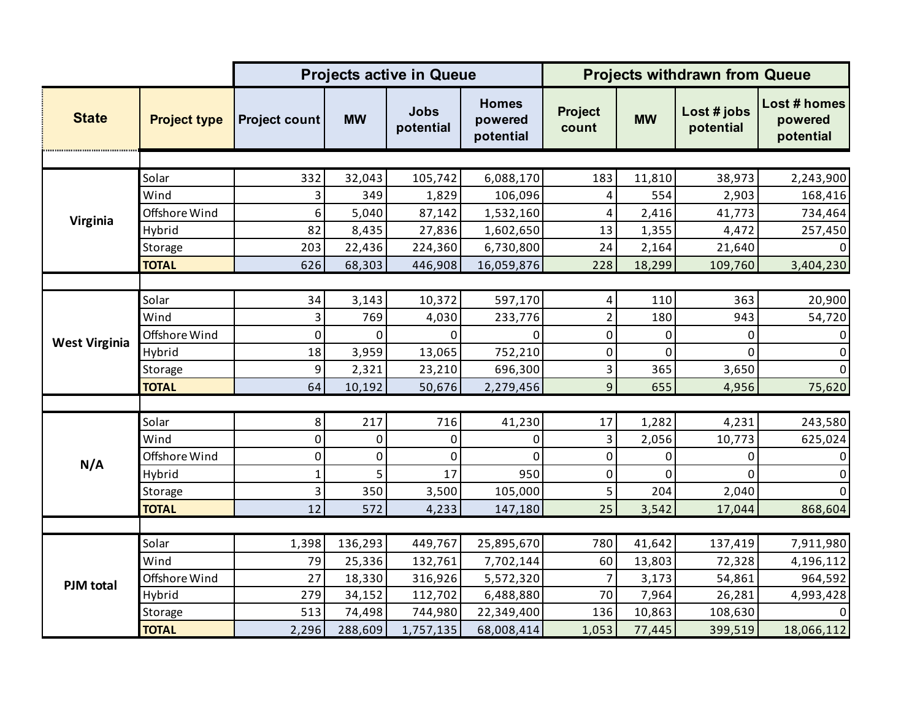| State | Project type | Projects active in Queue | | | | Projects withdrawn from Queue | | | |
|---|---|---|---|---|---|---|---|---|---|
| | | Project count | MW | Jobs potential | Homes powered potential | Project count | MW | Lost # jobs potential | Lost # homes powered potential |
| Virginia | Solar | 332 | 32,043 | 105,742 | 6,088,170 | 183 | 11,810 | 38,973 | 2,243,900 |
| | Wind | 3 | 349 | 1,829 | 106,096 | 4 | 554 | 2,903 | 168,416 |
| | Offshore Wind | 6 | 5,040 | 87,142 | 1,532,160 | 4 | 2,416 | 41,773 | 734,464 |
| | Hybrid | 82 | 8,435 | 27,836 | 1,602,650 | 13 | 1,355 | 4,472 | 257,450 |
| | Storage | 203 | 22,436 | 224,360 | 6,730,800 | 24 | 2,164 | 21,640 | 0 |
| | **TOTAL** | 626 | 68,303 | 446,908 | 16,059,876 | 228 | 18,299 | 109,760 | 3,404,230 |
| West Virginia | Solar | 34 | 3,143 | 10,372 | 597,170 | 4 | 110 | 363 | 20,900 |
| | Wind | 3 | 769 | 4,030 | 233,776 | 2 | 180 | 943 | 54,720 |
| | Offshore Wind | 0 | 0 | 0 | 0 | 0 | 0 | 0 | 0 |
| | Hybrid | 18 | 3,959 | 13,065 | 752,210 | 0 | 0 | 0 | 0 |
| | Storage | 9 | 2,321 | 23,210 | 696,300 | 3 | 365 | 3,650 | 0 |
| | **TOTAL** | 64 | 10,192 | 50,676 | 2,279,456 | 9 | 655 | 4,956 | 75,620 |
| N/A | Solar | 8 | 217 | 716 | 41,230 | 17 | 1,282 | 4,231 | 243,580 |
| | Wind | 0 | 0 | 0 | 0 | 3 | 2,056 | 10,773 | 625,024 |
| | Offshore Wind | 0 | 0 | 0 | 0 | 0 | 0 | 0 | 0 |
| | Hybrid | 1 | 5 | 17 | 950 | 0 | 0 | 0 | 0 |
| | Storage | 3 | 350 | 3,500 | 105,000 | 5 | 204 | 2,040 | 0 |
| | **TOTAL** | 12 | 572 | 4,233 | 147,180 | 25 | 3,542 | 17,044 | 868,604 |
| PJM total | Solar | 1,398 | 136,293 | 449,767 | 25,895,670 | 780 | 41,642 | 137,419 | 7,911,980 |
| | Wind | 79 | 25,336 | 132,761 | 7,702,144 | 60 | 13,803 | 72,328 | 4,196,112 |
| | Offshore Wind | 27 | 18,330 | 316,926 | 5,572,320 | 7 | 3,173 | 54,861 | 964,592 |
| | Hybrid | 279 | 34,152 | 112,702 | 6,488,880 | 70 | 7,964 | 26,281 | 4,993,428 |
| | Storage | 513 | 74,498 | 744,980 | 22,349,400 | 136 | 10,863 | 108,630 | 0 |
| | **TOTAL** | 2,296 | 288,609 | 1,757,135 | 68,008,414 | 1,053 | 77,445 | 399,519 | 18,066,112 |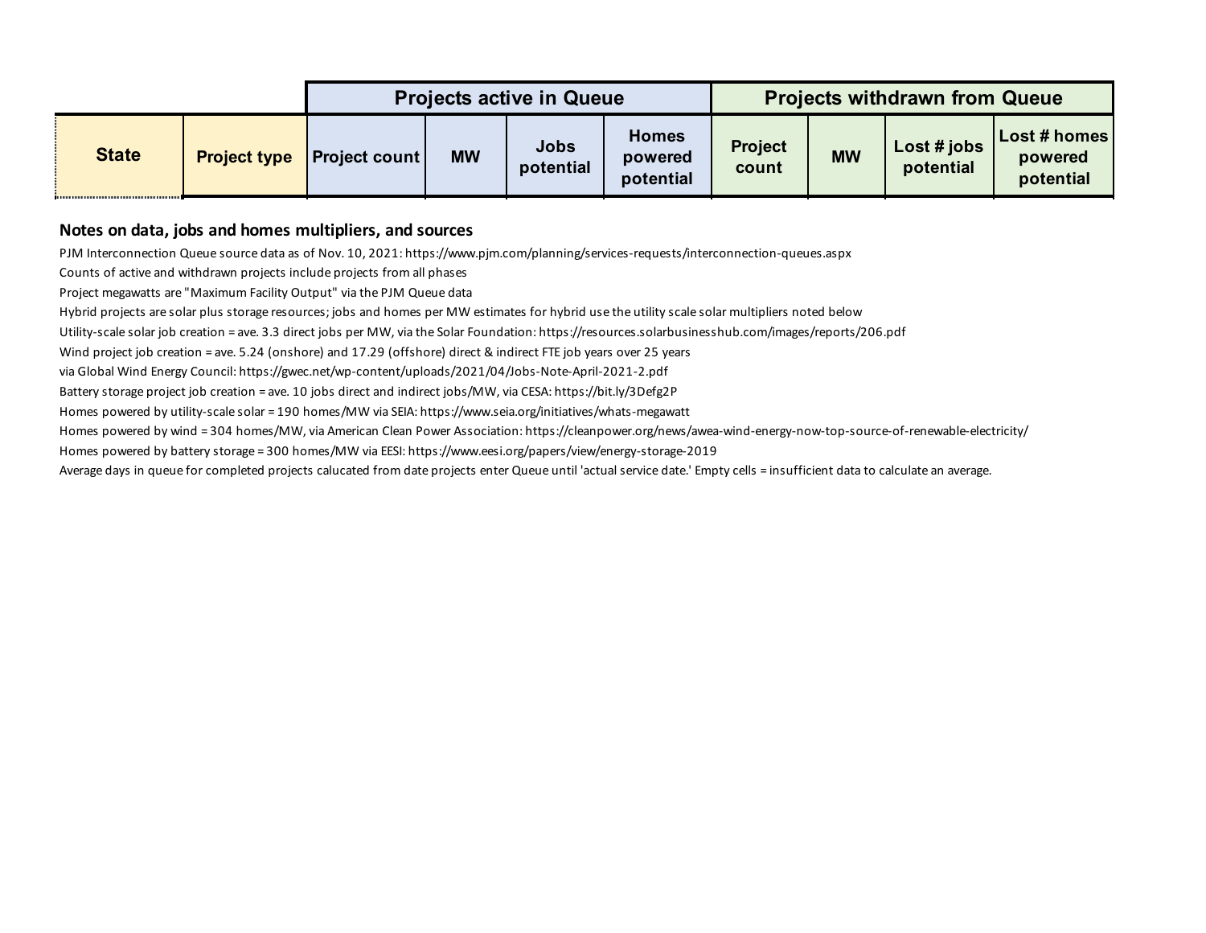| | | Projects active in Queue | | | | Projects withdrawn from Queue | | | |
|---|---|---|---|---|---|---|---|---|---|
| **State** | **Project type** | **Project count** | **MW** | **Jobs potential** | **Homes powered potential** | **Project count** | **MW** | **Lost # jobs potential** | **Lost # homes powered potential** |

## Notes on data, jobs and homes multipliers, and sources

PJM Interconnection Queue source data as of Nov. 10, 2021: https://www.pjm.com/planning/services-requests/interconnection-queues.aspx

Counts of active and withdrawn projects include projects from all phases

Project megawatts are "Maximum Facility Output" via the PJM Queue data

Hybrid projects are solar plus storage resources; jobs and homes per MW estimates for hybrid use the utility scale solar multipliers noted below

Utility-scale solar job creation = ave. 3.3 direct jobs per MW, via the Solar Foundation: https://resources.solarbusinesshub.com/images/reports/206.pdf

Wind project job creation = ave. 5.24 (onshore) and 17.29 (offshore) direct & indirect FTE job years over 25 years

via Global Wind Energy Council: https://gwec.net/wp-content/uploads/2021/04/Jobs-Note-April-2021-2.pdf

Battery storage project job creation = ave. 10 jobs direct and indirect jobs/MW, via CESA: https://bit.ly/3Defg2P

Homes powered by utility-scale solar = 190 homes/MW via SEIA: https://www.seia.org/initiatives/whats-megawatt

Homes powered by wind = 304 homes/MW, via American Clean Power Association: https://cleanpower.org/news/awea-wind-energy-now-top-source-of-renewable-electricity/

Homes powered by battery storage = 300 homes/MW via EESI: https://www.eesi.org/papers/view/energy-storage-2019

Average days in queue for completed projects calucated from date projects enter Queue until 'actual service date.' Empty cells = insufficient data to calculate an average.